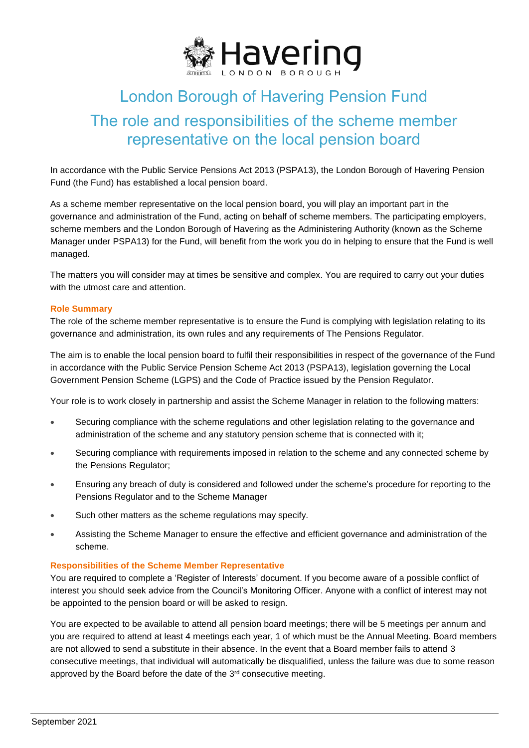# London Borough of Havering Pension Fund

## The role and responsibilities of the scheme member representative on the local pension board

In accordance with the Public Service Pensions Act 2013 (PSPA13), the London Borough of Havering Pension Fund (the Fund) has established a local pension board.

As a scheme member representative on the local pension board, you will play an important part in the governance and administration of the Fund, acting on behalf of scheme members. The participating employers, scheme members and the London Borough of Havering as the Administering Authority (known as the Scheme Manager under PSPA13) for the Fund, will benefit from the work you do in helping to ensure that the Fund is well managed.

The matters you will consider may at times be sensitive and complex. You are required to carry out your duties with the utmost care and attention.

### Role Summary

The role of the scheme member representative is to ensure the Fund is complying with legislation relating to its governance and administration, its own rules and any requirements of The Pensions Regulator.

The aim is to enable the local pension board to fulfil their responsibilities in respect of the governance of the Fund in accordance with the Public Service Pension Scheme Act 2013 (PSPA13), legislation governing the Local Government Pension Scheme (LGPS) and the Code of Practice issued by the Pension Regulator.

Your role is to work closely in partnership and assist the Scheme Manager in relation to the following matters:

- Securing compliance with the scheme regulations and other legislation relating to the governance and administration of the scheme and any statutory pension scheme that is connected with it;
- Securing compliance with requirements imposed in relation to the scheme and any connected scheme by the Pensions Regulator;
- Ensuring any breach of duty is considered and followed under the scheme's procedure for reporting to the Pensions Regulator and to the Scheme Manager
- Such other matters as the scheme regulations may specify.
- Assisting the Scheme Manager to ensure the effective and efficient governance and administration of the scheme.

### Responsibilities of the Scheme Member Representative

You are required to complete a 'Register of Interests' document. If you become aware of a possible conflict of interest you should seek advice from the Council's Monitoring Officer. Anyone with a conflict of interest may not be appointed to the pension board or will be asked to resign.

You are expected to be available to attend all pension board meetings; there will be 5 meetings per annum and you are required to attend at least 4 meetings each year, 1 of which must be the Annual Meeting. Board members are not allowed to send a substitute in their absence. In the event that a Board member fails to attend 3 consecutive meetings, that individual will automatically be disqualified, unless the failure was due to some reason approved by the Board before the date of the 3rd consecutive meeting.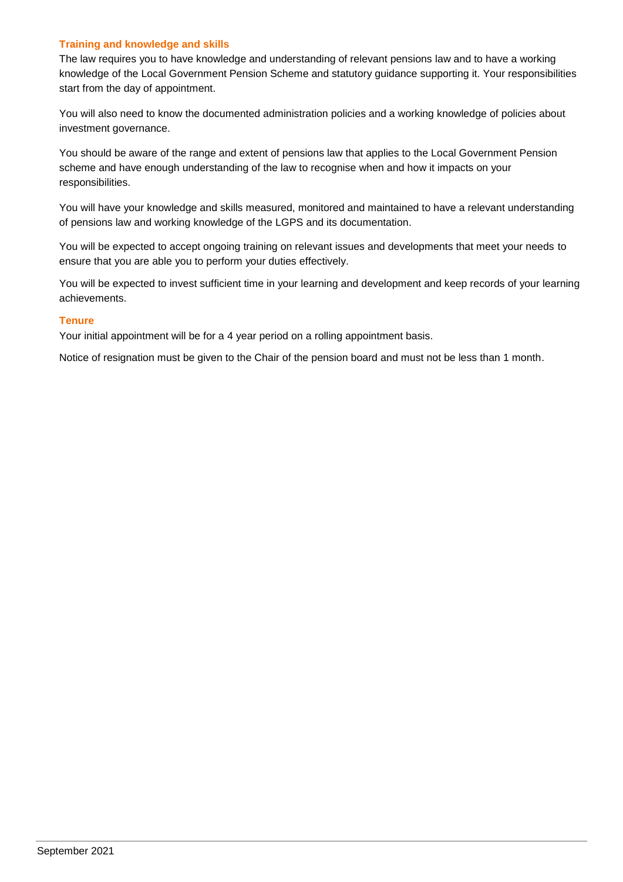## Training and knowledge and skills

The law requires you to have knowledge and understanding of relevant pensions law and to have a working knowledge of the Local Government Pension Scheme and statutory guidance supporting it. Your responsibilities start from the day of appointment.

You will also need to know the documented administration policies and a working knowledge of policies about investment governance.

You should be aware of the range and extent of pensions law that applies to the Local Government Pension scheme and have enough understanding of the law to recognise when and how it impacts on your responsibilities.

You will have your knowledge and skills measured, monitored and maintained to have a relevant understanding of pensions law and working knowledge of the LGPS and its documentation.

You will be expected to accept ongoing training on relevant issues and developments that meet your needs to ensure that you are able you to perform your duties effectively.

You will be expected to invest sufficient time in your learning and development and keep records of your learning achievements.

## Tenure

Your initial appointment will be for a 4 year period on a rolling appointment basis.

Notice of resignation must be given to the Chair of the pension board and must not be less than 1 month.

September 2021